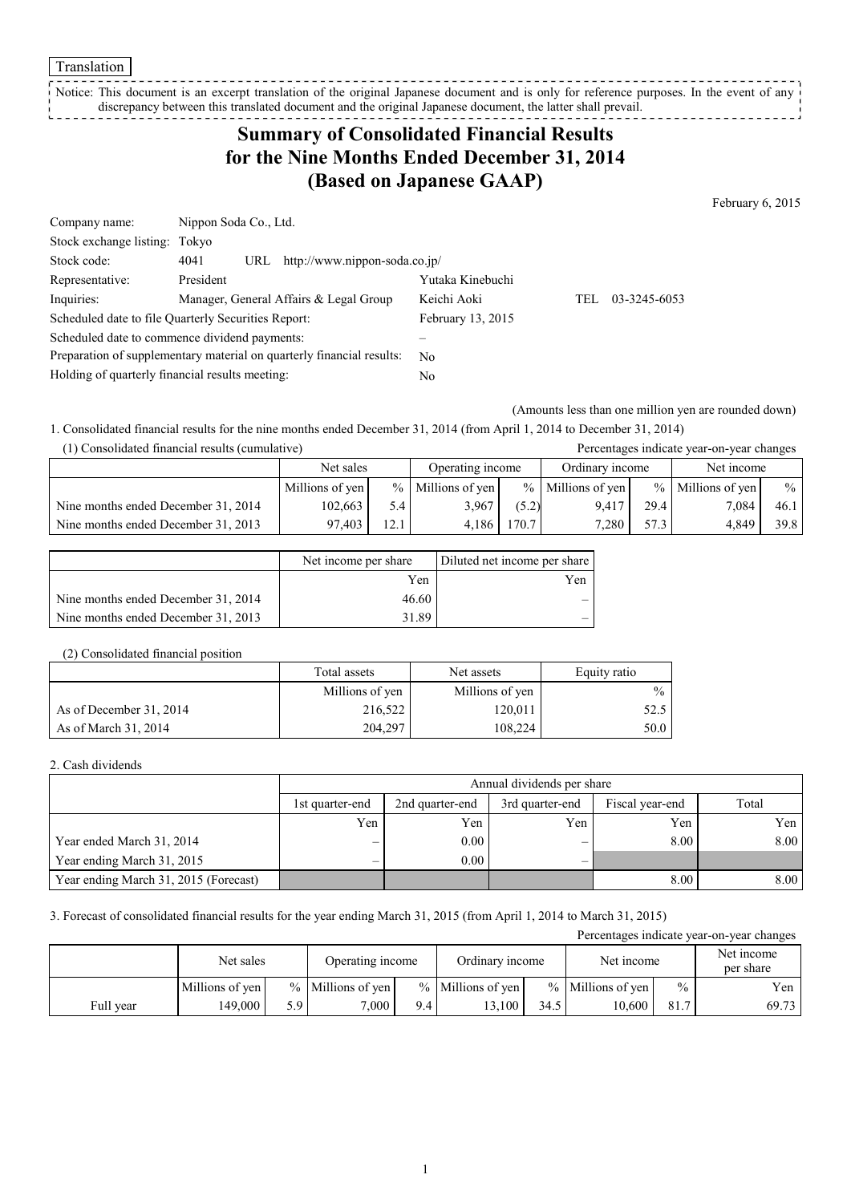Translation

Notice: This document is an excerpt translation of the original Japanese document and is only for reference purposes. In the event of any discrepancy between this translated document and the original Japanese document, the latter shall prevail.

# Summary of Consolidated Financial Results for the Nine Months Ended December 31, 2014 (Based on Japanese GAAP)

February 6, 2015

| | | |
|---|---|---|
| Company name: | Nippon Soda Co., Ltd. | |
| Stock exchange listing: | Tokyo | |
| Stock code: | 4041 URL http://www.nippon-soda.co.jp/ | |
| Representative: | President | Yutaka Kinebuchi |
| Inquiries: | Manager, General Affairs & Legal Group | Keichi Aoki TEL 03-3245-6053 |
| Scheduled date to file Quarterly Securities Report: | | February 13, 2015 |
| Scheduled date to commence dividend payments: | | – |
| Preparation of supplementary material on quarterly financial results: | | No |
| Holding of quarterly financial results meeting: | | No |

(Amounts less than one million yen are rounded down)

1. Consolidated financial results for the nine months ended December 31, 2014 (from April 1, 2014 to December 31, 2014)

(1) Consolidated financial results (cumulative)

Percentages indicate year-on-year changes

| | Net sales | | Operating income | | Ordinary income | | Net income | |
|---|---|---|---|---|---|---|---|---|
| | Millions of yen | % | Millions of yen | % | Millions of yen | % | Millions of yen | % |
| Nine months ended December 31, 2014 | 102,663 | 5.4 | 3,967 | (5.2) | 9,417 | 29.4 | 7,084 | 46.1 |
| Nine months ended December 31, 2013 | 97,403 | 12.1 | 4,186 | 170.7 | 7,280 | 57.3 | 4,849 | 39.8 |

| | Net income per share | Diluted net income per share |
|---|---|---|
| | Yen | Yen |
| Nine months ended December 31, 2014 | 46.60 | – |
| Nine months ended December 31, 2013 | 31.89 | – |

(2) Consolidated financial position

| | Total assets | Net assets | Equity ratio |
|---|---|---|---|
| | Millions of yen | Millions of yen | % |
| As of December 31, 2014 | 216,522 | 120,011 | 52.5 |
| As of March 31, 2014 | 204,297 | 108,224 | 50.0 |

2. Cash dividends

| | Annual dividends per share | | | | |
|---|---|---|---|---|---|
| | 1st quarter-end | 2nd quarter-end | 3rd quarter-end | Fiscal year-end | Total |
| | Yen | Yen | Yen | Yen | Yen |
| Year ended March 31, 2014 | – | 0.00 | – | 8.00 | 8.00 |
| Year ending March 31, 2015 | – | 0.00 | – | | |
| Year ending March 31, 2015 (Forecast) | | | | 8.00 | 8.00 |

3. Forecast of consolidated financial results for the year ending March 31, 2015 (from April 1, 2014 to March 31, 2015)

Percentages indicate year-on-year changes

| | Net sales | | Operating income | | Ordinary income | | Net income | | Net income per share |
|---|---|---|---|---|---|---|---|---|---|
| | Millions of yen | % | Millions of yen | % | Millions of yen | % | Millions of yen | % | Yen |
| Full year | 149,000 | 5.9 | 7,000 | 9.4 | 13,100 | 34.5 | 10,600 | 81.7 | 69.73 |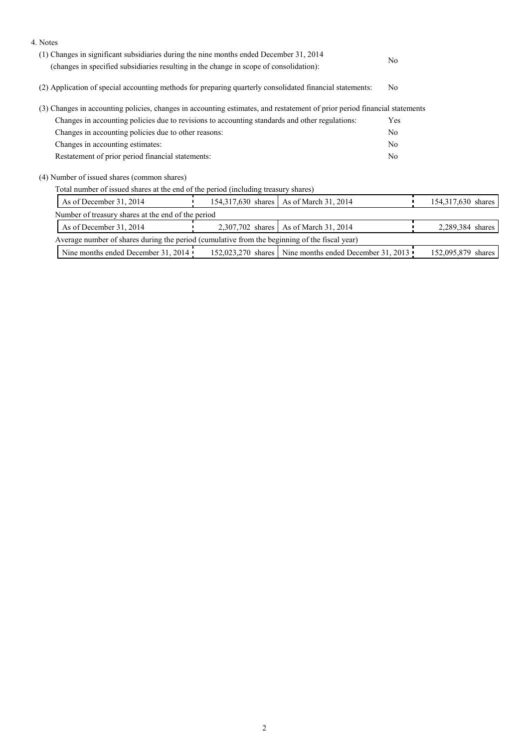4. Notes

(1) Changes in significant subsidiaries during the nine months ended December 31, 2014 (changes in specified subsidiaries resulting in the change in scope of consolidation): No

(2) Application of special accounting methods for preparing quarterly consolidated financial statements: No

(3) Changes in accounting policies, changes in accounting estimates, and restatement of prior period financial statements

| | |
|---|---|
| Changes in accounting policies due to revisions to accounting standards and other regulations: | Yes |
| Changes in accounting policies due to other reasons: | No |
| Changes in accounting estimates: | No |
| Restatement of prior period financial statements: | No |

(4) Number of issued shares (common shares)

Total number of issued shares at the end of the period (including treasury shares)

| | | | |
|---|---|---|---|
| As of December 31, 2014 | 154,317,630 shares | As of March 31, 2014 | 154,317,630 shares |

Number of treasury shares at the end of the period

| | | | |
|---|---|---|---|
| As of December 31, 2014 | 2,307,702 shares | As of March 31, 2014 | 2,289,384 shares |

Average number of shares during the period (cumulative from the beginning of the fiscal year)

| | | | |
|---|---|---|---|
| Nine months ended December 31, 2014 | 152,023,270 shares | Nine months ended December 31, 2013 | 152,095,879 shares |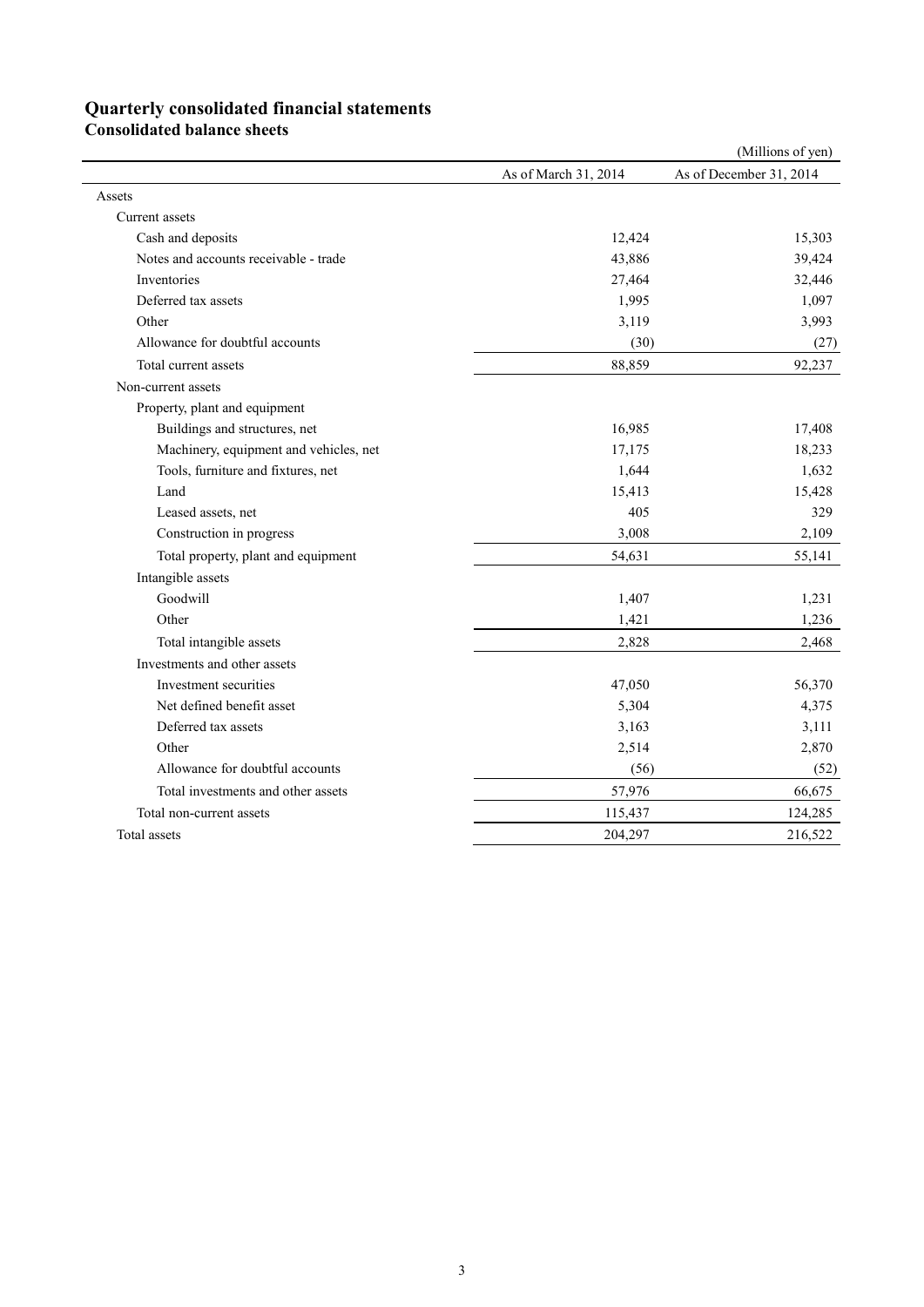# Quarterly consolidated financial statements

## Consolidated balance sheets

(Millions of yen)

| | As of March 31, 2014 | As of December 31, 2014 |
|---|---|---|
| Assets | | |
| Current assets | | |
| Cash and deposits | 12,424 | 15,303 |
| Notes and accounts receivable - trade | 43,886 | 39,424 |
| Inventories | 27,464 | 32,446 |
| Deferred tax assets | 1,995 | 1,097 |
| Other | 3,119 | 3,993 |
| Allowance for doubtful accounts | (30) | (27) |
| Total current assets | 88,859 | 92,237 |
| Non-current assets | | |
| Property, plant and equipment | | |
| Buildings and structures, net | 16,985 | 17,408 |
| Machinery, equipment and vehicles, net | 17,175 | 18,233 |
| Tools, furniture and fixtures, net | 1,644 | 1,632 |
| Land | 15,413 | 15,428 |
| Leased assets, net | 405 | 329 |
| Construction in progress | 3,008 | 2,109 |
| Total property, plant and equipment | 54,631 | 55,141 |
| Intangible assets | | |
| Goodwill | 1,407 | 1,231 |
| Other | 1,421 | 1,236 |
| Total intangible assets | 2,828 | 2,468 |
| Investments and other assets | | |
| Investment securities | 47,050 | 56,370 |
| Net defined benefit asset | 5,304 | 4,375 |
| Deferred tax assets | 3,163 | 3,111 |
| Other | 2,514 | 2,870 |
| Allowance for doubtful accounts | (56) | (52) |
| Total investments and other assets | 57,976 | 66,675 |
| Total non-current assets | 115,437 | 124,285 |
| Total assets | 204,297 | 216,522 |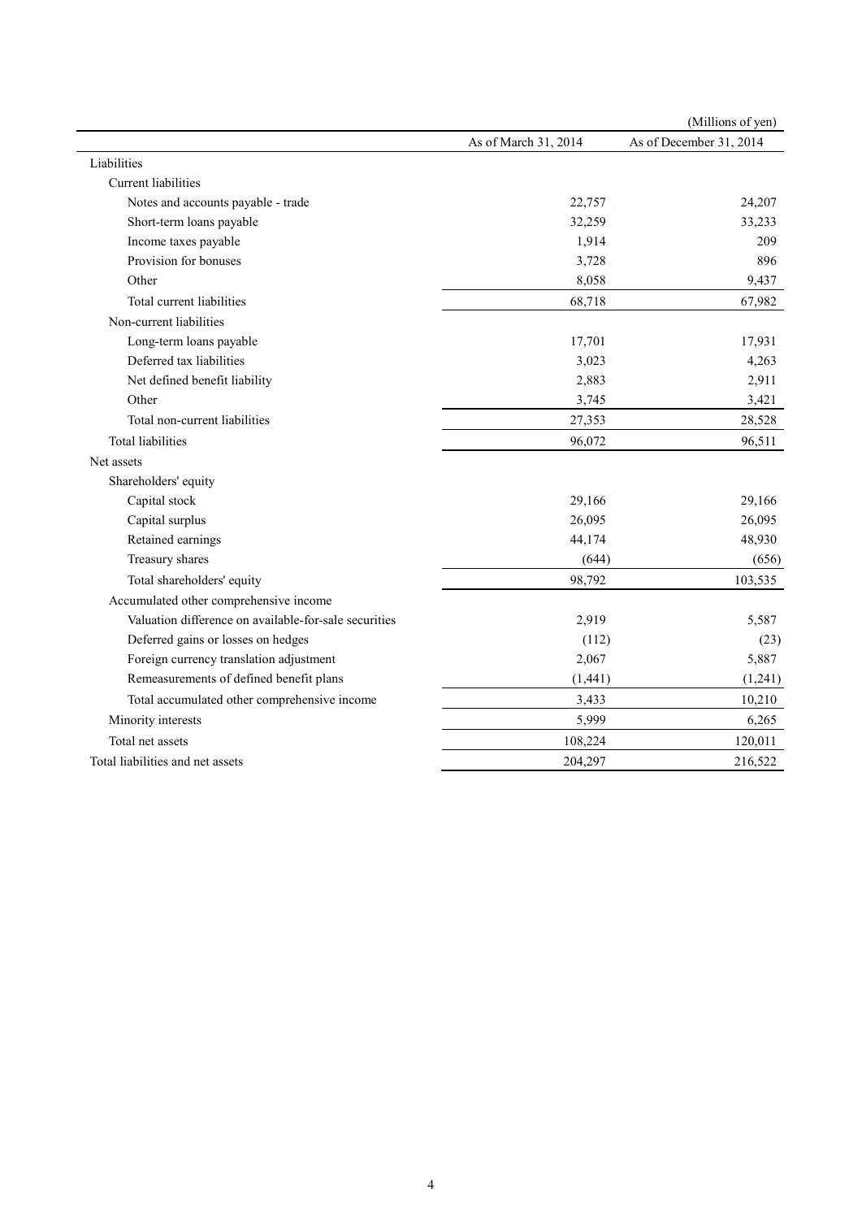(Millions of yen)

| | As of March 31, 2014 | As of December 31, 2014 |
|---|---|---|
| Liabilities | | |
| Current liabilities | | |
| Notes and accounts payable - trade | 22,757 | 24,207 |
| Short-term loans payable | 32,259 | 33,233 |
| Income taxes payable | 1,914 | 209 |
| Provision for bonuses | 3,728 | 896 |
| Other | 8,058 | 9,437 |
| Total current liabilities | 68,718 | 67,982 |
| Non-current liabilities | | |
| Long-term loans payable | 17,701 | 17,931 |
| Deferred tax liabilities | 3,023 | 4,263 |
| Net defined benefit liability | 2,883 | 2,911 |
| Other | 3,745 | 3,421 |
| Total non-current liabilities | 27,353 | 28,528 |
| Total liabilities | 96,072 | 96,511 |
| Net assets | | |
| Shareholders' equity | | |
| Capital stock | 29,166 | 29,166 |
| Capital surplus | 26,095 | 26,095 |
| Retained earnings | 44,174 | 48,930 |
| Treasury shares | (644) | (656) |
| Total shareholders' equity | 98,792 | 103,535 |
| Accumulated other comprehensive income | | |
| Valuation difference on available-for-sale securities | 2,919 | 5,587 |
| Deferred gains or losses on hedges | (112) | (23) |
| Foreign currency translation adjustment | 2,067 | 5,887 |
| Remeasurements of defined benefit plans | (1,441) | (1,241) |
| Total accumulated other comprehensive income | 3,433 | 10,210 |
| Minority interests | 5,999 | 6,265 |
| Total net assets | 108,224 | 120,011 |
| Total liabilities and net assets | 204,297 | 216,522 |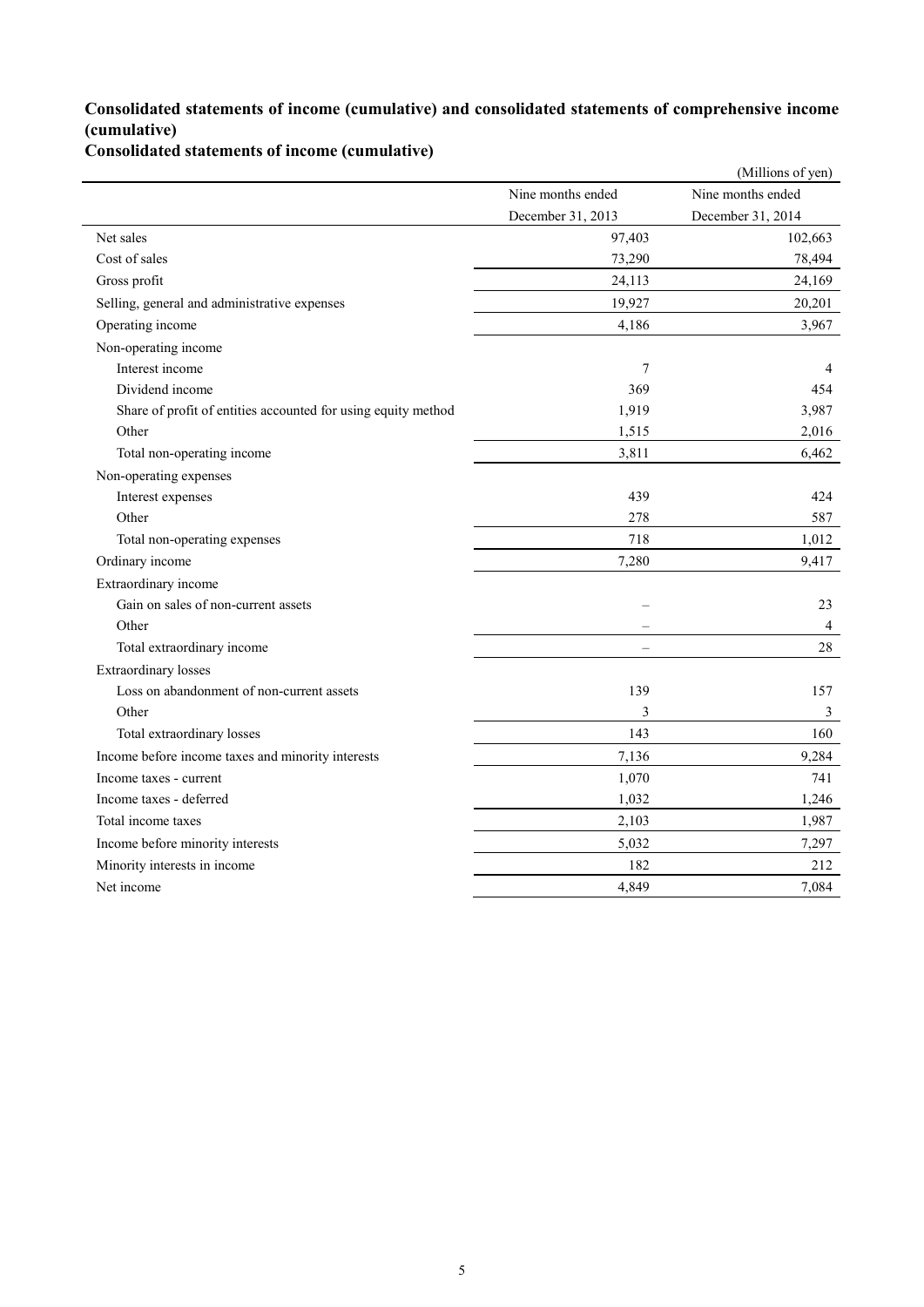## Consolidated statements of income (cumulative) and consolidated statements of comprehensive income (cumulative)

### Consolidated statements of income (cumulative)

(Millions of yen)

| | Nine months ended December 31, 2013 | Nine months ended December 31, 2014 |
|---|---|---|
| Net sales | 97,403 | 102,663 |
| Cost of sales | 73,290 | 78,494 |
| Gross profit | 24,113 | 24,169 |
| Selling, general and administrative expenses | 19,927 | 20,201 |
| Operating income | 4,186 | 3,967 |
| Non-operating income | | |
| Interest income | 7 | 4 |
| Dividend income | 369 | 454 |
| Share of profit of entities accounted for using equity method | 1,919 | 3,987 |
| Other | 1,515 | 2,016 |
| Total non-operating income | 3,811 | 6,462 |
| Non-operating expenses | | |
| Interest expenses | 439 | 424 |
| Other | 278 | 587 |
| Total non-operating expenses | 718 | 1,012 |
| Ordinary income | 7,280 | 9,417 |
| Extraordinary income | | |
| Gain on sales of non-current assets | – | 23 |
| Other | – | 4 |
| Total extraordinary income | – | 28 |
| Extraordinary losses | | |
| Loss on abandonment of non-current assets | 139 | 157 |
| Other | 3 | 3 |
| Total extraordinary losses | 143 | 160 |
| Income before income taxes and minority interests | 7,136 | 9,284 |
| Income taxes - current | 1,070 | 741 |
| Income taxes - deferred | 1,032 | 1,246 |
| Total income taxes | 2,103 | 1,987 |
| Income before minority interests | 5,032 | 7,297 |
| Minority interests in income | 182 | 212 |
| Net income | 4,849 | 7,084 |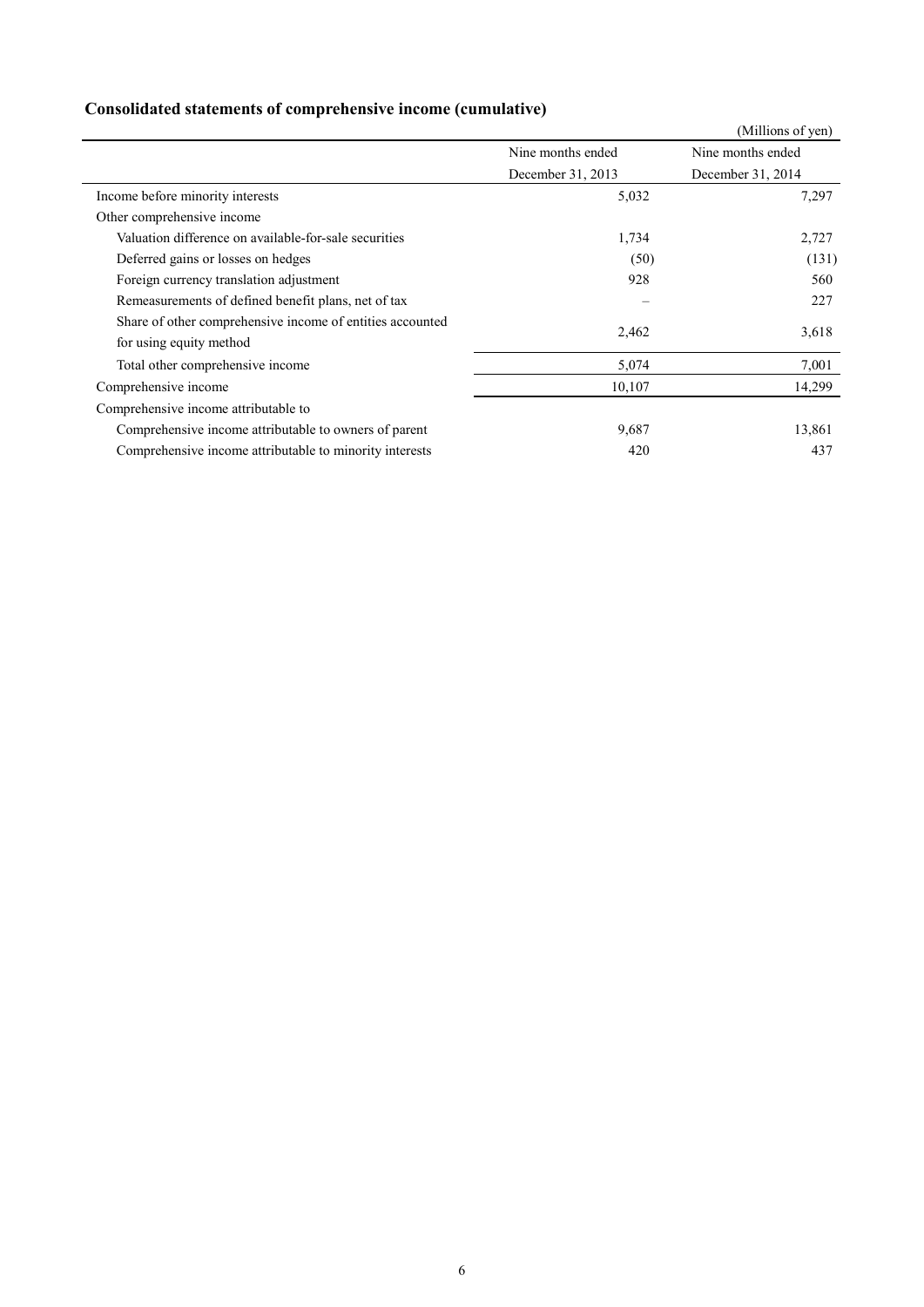## Consolidated statements of comprehensive income (cumulative)

(Millions of yen)

| | Nine months ended December 31, 2013 | Nine months ended December 31, 2014 |
|---|---|---|
| Income before minority interests | 5,032 | 7,297 |
| Other comprehensive income | | |
| Valuation difference on available-for-sale securities | 1,734 | 2,727 |
| Deferred gains or losses on hedges | (50) | (131) |
| Foreign currency translation adjustment | 928 | 560 |
| Remeasurements of defined benefit plans, net of tax | – | 227 |
| Share of other comprehensive income of entities accounted for using equity method | 2,462 | 3,618 |
| Total other comprehensive income | 5,074 | 7,001 |
| Comprehensive income | 10,107 | 14,299 |
| Comprehensive income attributable to | | |
| Comprehensive income attributable to owners of parent | 9,687 | 13,861 |
| Comprehensive income attributable to minority interests | 420 | 437 |